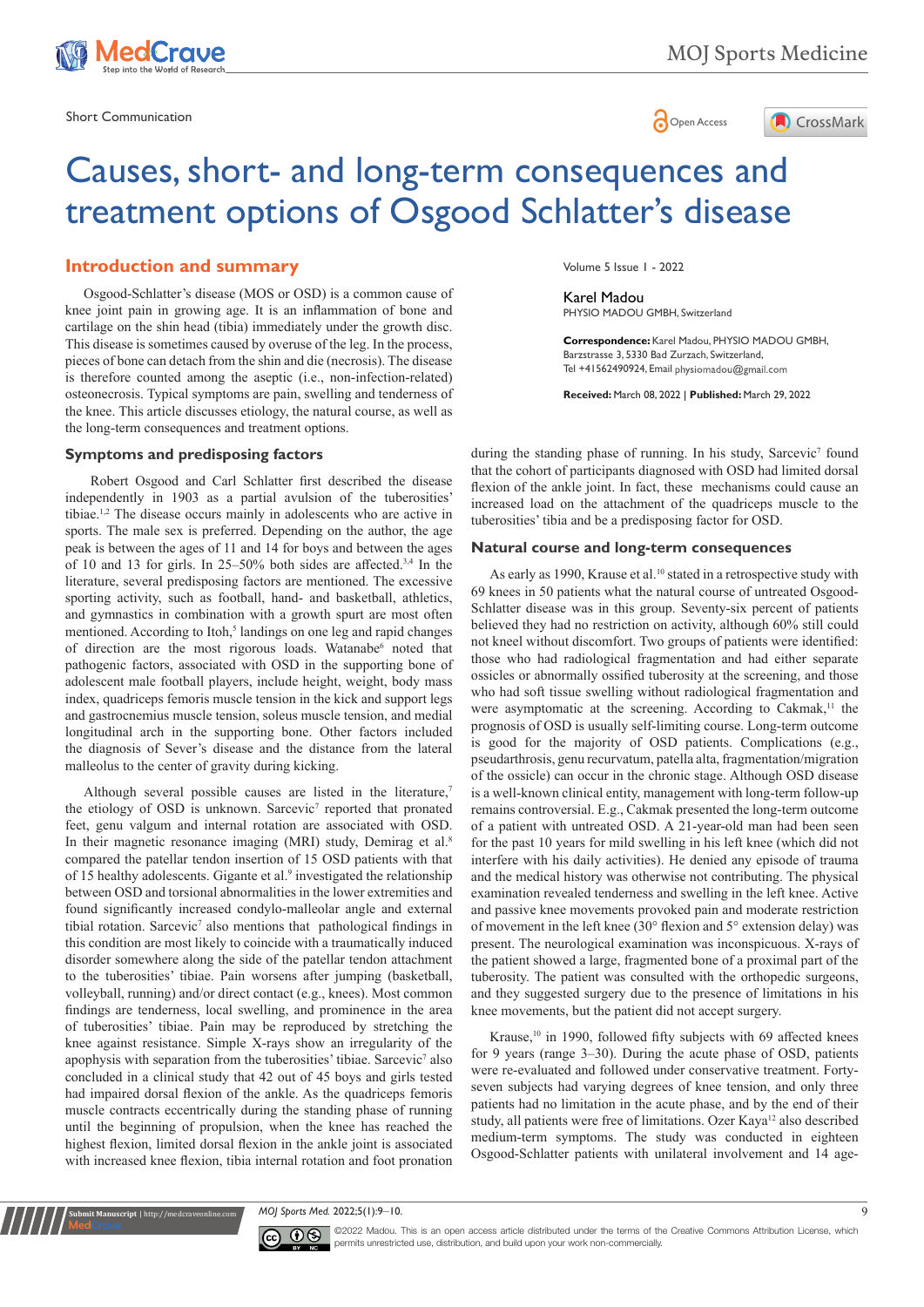Short Communication

# Causes, short- and long-term consequences and treatment options of Osgood Schlatter's disease

Volume 5 Issue 1 - 2022

Karel Madou
PHYSIO MADOU GMBH, Switzerland

**Correspondence:** Karel Madou, PHYSIO MADOU GMBH, Barzstrasse 3, 5330 Bad Zurzach, Switzerland, Tel +41562490924, Email physiomadou@gmail.com

**Received:** March 08, 2022 | **Published:** March 29, 2022

## Introduction and summary

Osgood-Schlatter's disease (MOS or OSD) is a common cause of knee joint pain in growing age. It is an inflammation of bone and cartilage on the shin head (tibia) immediately under the growth disc. This disease is sometimes caused by overuse of the leg. In the process, pieces of bone can detach from the shin and die (necrosis). The disease is therefore counted among the aseptic (i.e., non-infection-related) osteonecrosis. Typical symptoms are pain, swelling and tenderness of the knee. This article discusses etiology, the natural course, as well as the long-term consequences and treatment options.

### Symptoms and predisposing factors

Robert Osgood and Carl Schlatter first described the disease independently in 1903 as a partial avulsion of the tuberosities' tibiae.[1,2] The disease occurs mainly in adolescents who are active in sports. The male sex is preferred. Depending on the author, the age peak is between the ages of 11 and 14 for boys and between the ages of 10 and 13 for girls. In 25–50% both sides are affected.[3,4] In the literature, several predisposing factors are mentioned. The excessive sporting activity, such as football, hand- and basketball, athletics, and gymnastics in combination with a growth spurt are most often mentioned. According to Itoh,[5] landings on one leg and rapid changes of direction are the most rigorous loads. Watanabe[6] noted that pathogenic factors, associated with OSD in the supporting bone of adolescent male football players, include height, weight, body mass index, quadriceps femoris muscle tension in the kick and support legs and gastrocnemius muscle tension, soleus muscle tension, and medial longitudinal arch in the supporting bone. Other factors included the diagnosis of Sever's disease and the distance from the lateral malleolus to the center of gravity during kicking.

Although several possible causes are listed in the literature,[7] the etiology of OSD is unknown. Sarcevic[7] reported that pronated feet, genu valgum and internal rotation are associated with OSD. In their magnetic resonance imaging (MRI) study, Demirag et al.[8] compared the patellar tendon insertion of 15 OSD patients with that of 15 healthy adolescents. Gigante et al.[9] investigated the relationship between OSD and torsional abnormalities in the lower extremities and found significantly increased condylo-malleolar angle and external tibial rotation. Sarcevic[7] also mentions that pathological findings in this condition are most likely to coincide with a traumatically induced disorder somewhere along the side of the patellar tendon attachment to the tuberosities' tibiae. Pain worsens after jumping (basketball, volleyball, running) and/or direct contact (e.g., knees). Most common findings are tenderness, local swelling, and prominence in the area of tuberosities' tibiae. Pain may be reproduced by stretching the knee against resistance. Simple X-rays show an irregularity of the apophysis with separation from the tuberosities' tibiae. Sarcevic[7] also concluded in a clinical study that 42 out of 45 boys and girls tested had impaired dorsal flexion of the ankle. As the quadriceps femoris muscle contracts eccentrically during the standing phase of running until the beginning of propulsion, when the knee has reached the highest flexion, limited dorsal flexion in the ankle joint is associated with increased knee flexion, tibia internal rotation and foot pronation during the standing phase of running. In his study, Sarcevic[7] found that the cohort of participants diagnosed with OSD had limited dorsal flexion of the ankle joint. In fact, these mechanisms could cause an increased load on the attachment of the quadriceps muscle to the tuberosities' tibia and be a predisposing factor for OSD.

### Natural course and long-term consequences

As early as 1990, Krause et al.[10] stated in a retrospective study with 69 knees in 50 patients what the natural course of untreated Osgood-Schlatter disease was in this group. Seventy-six percent of patients believed they had no restriction on activity, although 60% still could not kneel without discomfort. Two groups of patients were identified: those who had radiological fragmentation and had either separate ossicles or abnormally ossified tuberosity at the screening, and those who had soft tissue swelling without radiological fragmentation and were asymptomatic at the screening. According to Cakmak,[11] the prognosis of OSD is usually self-limiting course. Long-term outcome is good for the majority of OSD patients. Complications (e.g., pseudarthrosis, genu recurvatum, patella alta, fragmentation/migration of the ossicle) can occur in the chronic stage. Although OSD disease is a well-known clinical entity, management with long-term follow-up remains controversial. E.g., Cakmak presented the long-term outcome of a patient with untreated OSD. A 21-year-old man had been seen for the past 10 years for mild swelling in his left knee (which did not interfere with his daily activities). He denied any episode of trauma and the medical history was otherwise not contributing. The physical examination revealed tenderness and swelling in the left knee. Active and passive knee movements provoked pain and moderate restriction of movement in the left knee (30° flexion and 5° extension delay) was present. The neurological examination was inconspicuous. X-rays of the patient showed a large, fragmented bone of a proximal part of the tuberosity. The patient was consulted with the orthopedic surgeons, and they suggested surgery due to the presence of limitations in his knee movements, but the patient did not accept surgery.

Krause,[10] in 1990, followed fifty subjects with 69 affected knees for 9 years (range 3–30). During the acute phase of OSD, patients were re-evaluated and followed under conservative treatment. Forty-seven subjects had varying degrees of knee tension, and only three patients had no limitation in the acute phase, and by the end of their study, all patients were free of limitations. Ozer Kaya[12] also described medium-term symptoms. The study was conducted in eighteen Osgood-Schlatter patients with unilateral involvement and 14 age-

©2022 Madou. This is an open access article distributed under the terms of the Creative Commons Attribution License, which permits unrestricted use, distribution, and build upon your work non-commercially.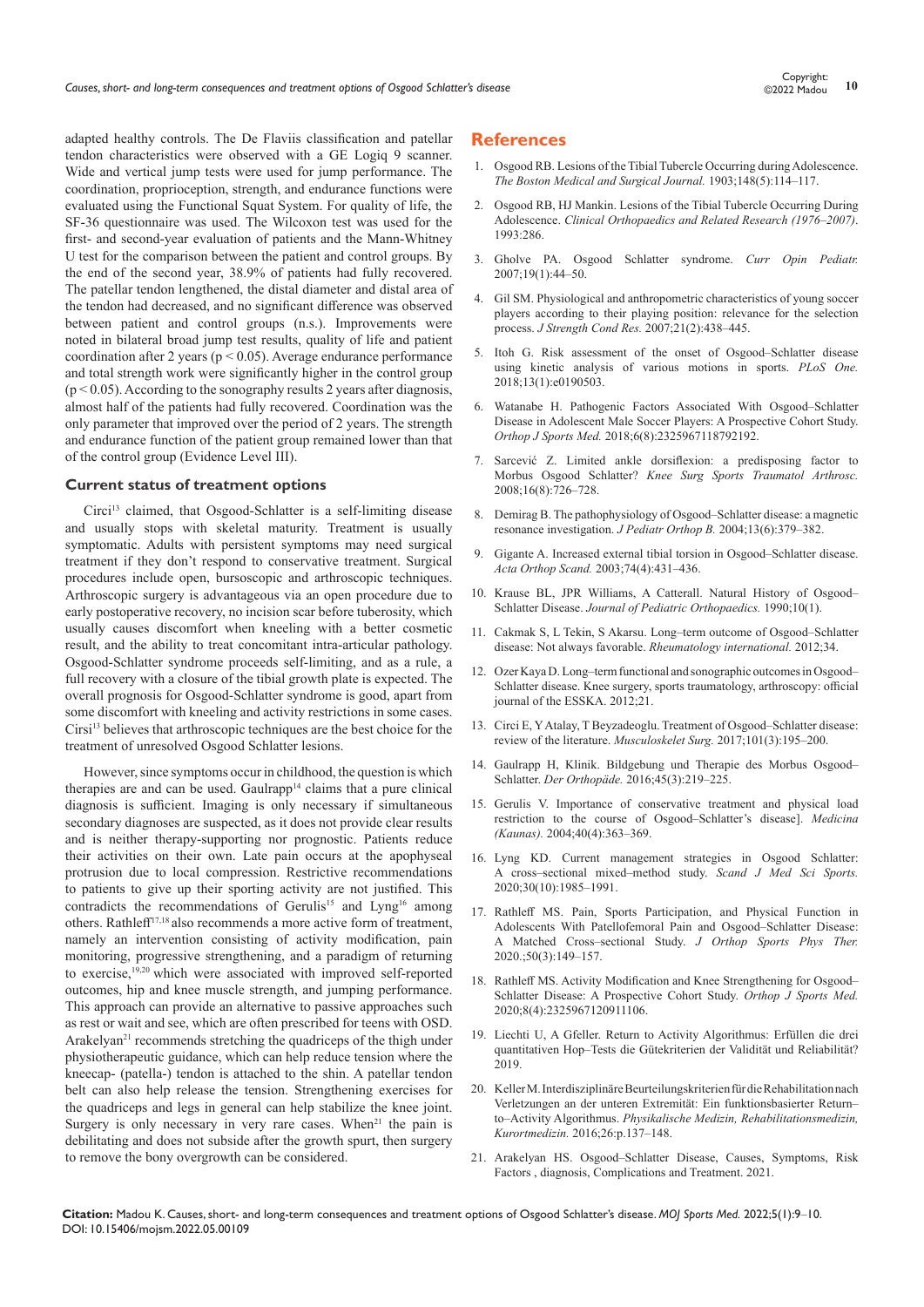adapted healthy controls. The De Flaviis classification and patellar tendon characteristics were observed with a GE Logiq 9 scanner. Wide and vertical jump tests were used for jump performance. The coordination, proprioception, strength, and endurance functions were evaluated using the Functional Squat System. For quality of life, the SF-36 questionnaire was used. The Wilcoxon test was used for the first- and second-year evaluation of patients and the Mann-Whitney U test for the comparison between the patient and control groups. By the end of the second year, 38.9% of patients had fully recovered. The patellar tendon lengthened, the distal diameter and distal area of the tendon had decreased, and no significant difference was observed between patient and control groups (n.s.). Improvements were noted in bilateral broad jump test results, quality of life and patient coordination after 2 years ($p < 0.05$). Average endurance performance and total strength work were significantly higher in the control group ($p < 0.05$). According to the sonography results 2 years after diagnosis, almost half of the patients had fully recovered. Coordination was the only parameter that improved over the period of 2 years. The strength and endurance function of the patient group remained lower than that of the control group (Evidence Level III).

### Current status of treatment options

Circi[13] claimed, that Osgood-Schlatter is a self-limiting disease and usually stops with skeletal maturity. Treatment is usually symptomatic. Adults with persistent symptoms may need surgical treatment if they don't respond to conservative treatment. Surgical procedures include open, bursoscopic and arthroscopic techniques. Arthroscopic surgery is advantageous via an open procedure due to early postoperative recovery, no incision scar before tuberosity, which usually causes discomfort when kneeling with a better cosmetic result, and the ability to treat concomitant intra-articular pathology. Osgood-Schlatter syndrome proceeds self-limiting, and as a rule, a full recovery with a closure of the tibial growth plate is expected. The overall prognosis for Osgood-Schlatter syndrome is good, apart from some discomfort with kneeling and activity restrictions in some cases. Cirsi[13] believes that arthroscopic techniques are the best choice for the treatment of unresolved Osgood Schlatter lesions.

However, since symptoms occur in childhood, the question is which therapies are and can be used. Gaulrapp[14] claims that a pure clinical diagnosis is sufficient. Imaging is only necessary if simultaneous secondary diagnoses are suspected, as it does not provide clear results and is neither therapy-supporting nor prognostic. Patients reduce their activities on their own. Late pain occurs at the apophyseal protrusion due to local compression. Restrictive recommendations to patients to give up their sporting activity are not justified. This contradicts the recommendations of Gerulis[15] and Lyng[16] among others. Rathleff[17,18] also recommends a more active form of treatment, namely an intervention consisting of activity modification, pain monitoring, progressive strengthening, and a paradigm of returning to exercise,[19,20] which were associated with improved self-reported outcomes, hip and knee muscle strength, and jumping performance. This approach can provide an alternative to passive approaches such as rest or wait and see, which are often prescribed for teens with OSD. Arakelyan[21] recommends stretching the quadriceps of the thigh under physiotherapeutic guidance, which can help reduce tension where the kneecap- (patella-) tendon is attached to the shin. A patellar tendon belt can also help release the tension. Strengthening exercises for the quadriceps and legs in general can help stabilize the knee joint. Surgery is only necessary in very rare cases. When[21] the pain is debilitating and does not subside after the growth spurt, then surgery to remove the bony overgrowth can be considered.

## References

1. Osgood RB. Lesions of the Tibial Tubercle Occurring during Adolescence. *The Boston Medical and Surgical Journal.* 1903;148(5):114–117.
2. Osgood RB, HJ Mankin. Lesions of the Tibial Tubercle Occurring During Adolescence. *Clinical Orthopaedics and Related Research (1976–2007)*. 1993:286.
3. Gholve PA. Osgood Schlatter syndrome. *Curr Opin Pediatr.* 2007;19(1):44–50.
4. Gil SM. Physiological and anthropometric characteristics of young soccer players according to their playing position: relevance for the selection process. *J Strength Cond Res.* 2007;21(2):438–445.
5. Itoh G. Risk assessment of the onset of Osgood–Schlatter disease using kinetic analysis of various motions in sports. *PLoS One.* 2018;13(1):e0190503.
6. Watanabe H. Pathogenic Factors Associated With Osgood–Schlatter Disease in Adolescent Male Soccer Players: A Prospective Cohort Study. *Orthop J Sports Med.* 2018;6(8):2325967118792192.
7. Sarcević Z. Limited ankle dorsiflexion: a predisposing factor to Morbus Osgood Schlatter? *Knee Surg Sports Traumatol Arthrosc.* 2008;16(8):726–728.
8. Demirag B. The pathophysiology of Osgood–Schlatter disease: a magnetic resonance investigation. *J Pediatr Orthop B.* 2004;13(6):379–382.
9. Gigante A. Increased external tibial torsion in Osgood–Schlatter disease. *Acta Orthop Scand.* 2003;74(4):431–436.
10. Krause BL, JPR Williams, A Catterall. Natural History of Osgood–Schlatter Disease. *Journal of Pediatric Orthopaedics.* 1990;10(1).
11. Cakmak S, L Tekin, S Akarsu. Long–term outcome of Osgood–Schlatter disease: Not always favorable. *Rheumatology international.* 2012;34.
12. Ozer Kaya D. Long–term functional and sonographic outcomes in Osgood–Schlatter disease. Knee surgery, sports traumatology, arthroscopy: official journal of the ESSKA. 2012;21.
13. Circi E, Y Atalay, T Beyzadeoglu. Treatment of Osgood–Schlatter disease: review of the literature. *Musculoskelet Surg.* 2017;101(3):195–200.
14. Gaulrapp H, Klinik. Bildgebung und Therapie des Morbus Osgood–Schlatter. *Der Orthopäde.* 2016;45(3):219–225.
15. Gerulis V. Importance of conservative treatment and physical load restriction to the course of Osgood–Schlatter's disease]. *Medicina (Kaunas).* 2004;40(4):363–369.
16. Lyng KD. Current management strategies in Osgood Schlatter: A cross–sectional mixed–method study. *Scand J Med Sci Sports.* 2020;30(10):1985–1991.
17. Rathleff MS. Pain, Sports Participation, and Physical Function in Adolescents With Patellofemoral Pain and Osgood–Schlatter Disease: A Matched Cross–sectional Study. *J Orthop Sports Phys Ther.* 2020.;50(3):149–157.
18. Rathleff MS. Activity Modification and Knee Strengthening for Osgood–Schlatter Disease: A Prospective Cohort Study. *Orthop J Sports Med.* 2020;8(4):2325967120911106.
19. Liechti U, A Gfeller. Return to Activity Algorithmus: Erfüllen die drei quantitativen Hop–Tests die Gütekriterien der Validität und Reliabilität? 2019.
20. Keller M. Interdisziplinäre Beurteilungskriterien für die Rehabilitation nach Verletzungen an der unteren Extremität: Ein funktionsbasierter Return–to–Activity Algorithmus. *Physikalische Medizin, Rehabilitationsmedizin, Kurortmedizin.* 2016;26:p.137–148.
21. Arakelyan HS. Osgood–Schlatter Disease, Causes, Symptoms, Risk Factors , diagnosis, Complications and Treatment. 2021.